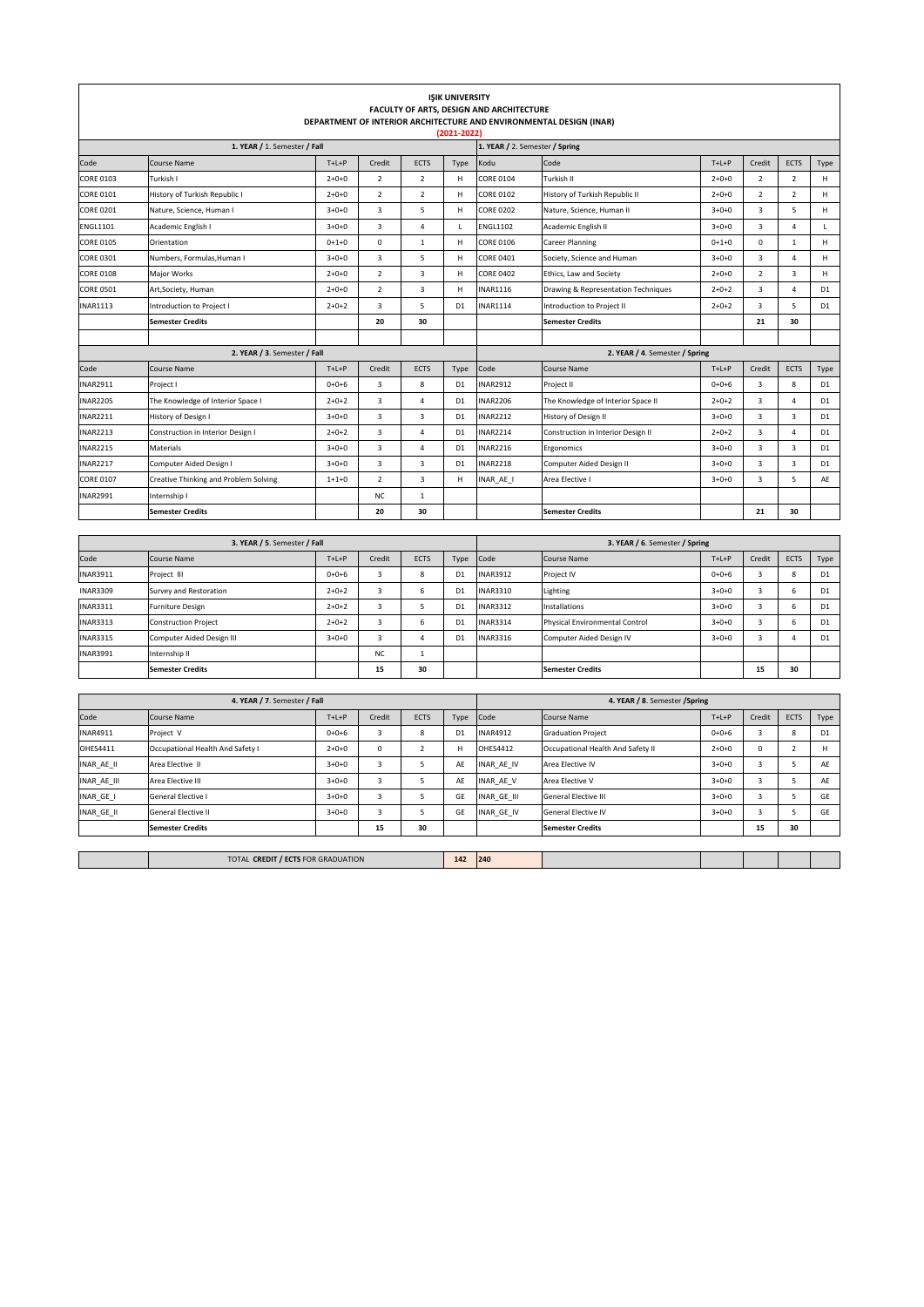# IŞIK UNIVERSITY

## FACULTY OF ARTS, DESIGN AND ARCHITECTURE

### DEPARTMENT OF INTERIOR ARCHITECTURE AND ENVIRONMENTAL DESIGN (INAR)

**(2021-2022)**

| 1. YEAR / 1. Semester / Fall | | | | | | 1. YEAR / 2. Semester / Spring | | | | | |
|---|---|---|---|---|---|---|---|---|---|---|---|
| Code | Course Name | T+L+P | Credit | ECTS | Type | Kodu | Code | T+L+P | Credit | ECTS | Type |
| CORE 0103 | Turkish I | 2+0+0 | 2 | 2 | H | CORE 0104 | Turkish II | 2+0+0 | 2 | 2 | H |
| CORE 0101 | History of Turkish Republic I | 2+0+0 | 2 | 2 | H | CORE 0102 | History of Turkish Republic II | 2+0+0 | 2 | 2 | H |
| CORE 0201 | Nature, Science, Human I | 3+0+0 | 3 | 5 | H | CORE 0202 | Nature, Science, Human II | 3+0+0 | 3 | 5 | H |
| ENGL1101 | Academic English I | 3+0+0 | 3 | 4 | L | ENGL1102 | Academic English II | 3+0+0 | 3 | 4 | L |
| CORE 0105 | Orientation | 0+1+0 | 0 | 1 | H | CORE 0106 | Career Planning | 0+1+0 | 0 | 1 | H |
| CORE 0301 | Numbers, Formulas,Human I | 3+0+0 | 3 | 5 | H | CORE 0401 | Society, Science and Human | 3+0+0 | 3 | 4 | H |
| CORE 0108 | Major Works | 2+0+0 | 2 | 3 | H | CORE 0402 | Ethics, Law and Society | 2+0+0 | 2 | 3 | H |
| CORE 0501 | Art,Society, Human | 2+0+0 | 2 | 3 | H | INAR1116 | Drawing & Representation Techniques | 2+0+2 | 3 | 4 | D1 |
| INAR1113 | Introduction to Project I | 2+0+2 | 3 | 5 | D1 | INAR1114 | Introduction to Project II | 2+0+2 | 3 | 5 | D1 |
| | **Semester Credits** | | **20** | **30** | | | **Semester Credits** | | **21** | **30** | |

| 2. YEAR / 3. Semester / Fall | | | | | | 2. YEAR / 4. Semester / Spring | | | | | |
|---|---|---|---|---|---|---|---|---|---|---|---|
| Code | Course Name | T+L+P | Credit | ECTS | Type | Code | Course Name | T+L+P | Credit | ECTS | Type |
| INAR2911 | Project I | 0+0+6 | 3 | 8 | D1 | INAR2912 | Project II | 0+0+6 | 3 | 8 | D1 |
| INAR2205 | The Knowledge of Interior Space I | 2+0+2 | 3 | 4 | D1 | INAR2206 | The Knowledge of Interior Space II | 2+0+2 | 3 | 4 | D1 |
| INAR2211 | History of Design I | 3+0+0 | 3 | 3 | D1 | INAR2212 | History of Design II | 3+0+0 | 3 | 3 | D1 |
| INAR2213 | Construction in Interior Design I | 2+0+2 | 3 | 4 | D1 | INAR2214 | Construction in Interior Design II | 2+0+2 | 3 | 4 | D1 |
| INAR2215 | Materials | 3+0+0 | 3 | 4 | D1 | INAR2216 | Ergonomics | 3+0+0 | 3 | 3 | D1 |
| INAR2217 | Computer Aided Design I | 3+0+0 | 3 | 3 | D1 | INAR2218 | Computer Aided Design II | 3+0+0 | 3 | 3 | D1 |
| CORE 0107 | Creative Thinking and Problem Solving | 1+1+0 | 2 | 3 | H | INAR_AE_I | Area Elective I | 3+0+0 | 3 | 5 | AE |
| INAR2991 | Internship I | | NC | 1 | | | | | | | |
| | **Semester Credits** | | **20** | **30** | | | **Semester Credits** | | **21** | **30** | |

| 3. YEAR / 5. Semester / Fall | | | | | | 3. YEAR / 6. Semester / Spring | | | | | |
|---|---|---|---|---|---|---|---|---|---|---|---|
| Code | Course Name | T+L+P | Credit | ECTS | Type | Code | Course Name | T+L+P | Credit | ECTS | Type |
| INAR3911 | Project III | 0+0+6 | 3 | 8 | D1 | INAR3912 | Project IV | 0+0+6 | 3 | 8 | D1 |
| INAR3309 | Survey and Restoration | 2+0+2 | 3 | 6 | D1 | INAR3310 | Lighting | 3+0+0 | 3 | 6 | D1 |
| INAR3311 | Furniture Design | 2+0+2 | 3 | 5 | D1 | INAR3312 | Installations | 3+0+0 | 3 | 6 | D1 |
| INAR3313 | Construction Project | 2+0+2 | 3 | 6 | D1 | INAR3314 | Physical Environmental Control | 3+0+0 | 3 | 6 | D1 |
| INAR3315 | Computer Aided Design III | 3+0+0 | 3 | 4 | D1 | INAR3316 | Computer Aided Design IV | 3+0+0 | 3 | 4 | D1 |
| INAR3991 | Internship II | | NC | 1 | | | | | | | |
| | **Semester Credits** | | **15** | **30** | | | **Semester Credits** | | **15** | **30** | |

| 4. YEAR / 7. Semester / Fall | | | | | | 4. YEAR / 8. Semester /Spring | | | | | |
|---|---|---|---|---|---|---|---|---|---|---|---|
| Code | Course Name | T+L+P | Credit | ECTS | Type | Code | Course Name | T+L+P | Credit | ECTS | Type |
| INAR4911 | Project V | 0+0+6 | 3 | 8 | D1 | INAR4912 | Graduation Project | 0+0+6 | 3 | 8 | D1 |
| OHES4411 | Occupational Health And Safety I | 2+0+0 | 0 | 2 | H | OHES4412 | Occupational Health And Safety II | 2+0+0 | 0 | 2 | H |
| INAR_AE_II | Area Elective II | 3+0+0 | 3 | 5 | AE | INAR_AE_IV | Area Elective IV | 3+0+0 | 3 | 5 | AE |
| INAR_AE_III | Area Elective III | 3+0+0 | 3 | 5 | AE | INAR_AE_V | Area Elective V | 3+0+0 | 3 | 5 | AE |
| INAR_GE_I | General Elective I | 3+0+0 | 3 | 5 | GE | INAR_GE_III | General Elective III | 3+0+0 | 3 | 5 | GE |
| INAR_GE_II | General Elective II | 3+0+0 | 3 | 5 | GE | INAR_GE_IV | General Elective IV | 3+0+0 | 3 | 5 | GE |
| | **Semester Credits** | | **15** | **30** | | | **Semester Credits** | | **15** | **30** | |

| | TOTAL **CREDIT / ECTS** FOR GRADUATION | **142** | **240** |
|---|---|---|---|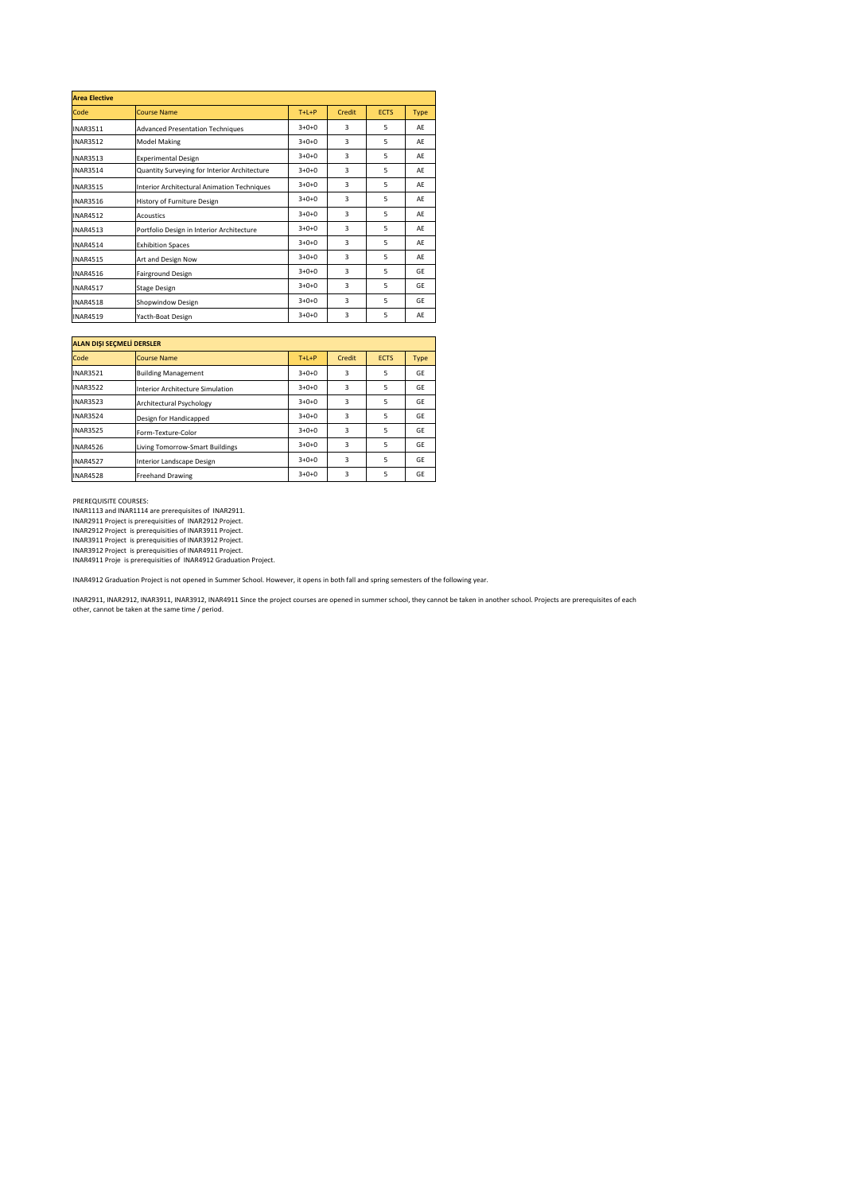| Area Elective | | | | | |
|---|---|---|---|---|---|
| Code | Course Name | T+L+P | Credit | ECTS | Type |
| INAR3511 | Advanced Presentation Techniques | 3+0+0 | 3 | 5 | AE |
| INAR3512 | Model Making | 3+0+0 | 3 | 5 | AE |
| INAR3513 | Experimental Design | 3+0+0 | 3 | 5 | AE |
| INAR3514 | Quantity Surveying for Interior Architecture | 3+0+0 | 3 | 5 | AE |
| INAR3515 | Interior Architectural Animation Techniques | 3+0+0 | 3 | 5 | AE |
| INAR3516 | History of Furniture Design | 3+0+0 | 3 | 5 | AE |
| INAR4512 | Acoustics | 3+0+0 | 3 | 5 | AE |
| INAR4513 | Portfolio Design in Interior Architecture | 3+0+0 | 3 | 5 | AE |
| INAR4514 | Exhibition Spaces | 3+0+0 | 3 | 5 | AE |
| INAR4515 | Art and Design Now | 3+0+0 | 3 | 5 | AE |
| INAR4516 | Fairground Design | 3+0+0 | 3 | 5 | GE |
| INAR4517 | Stage Design | 3+0+0 | 3 | 5 | GE |
| INAR4518 | Shopwindow Design | 3+0+0 | 3 | 5 | GE |
| INAR4519 | Yacth-Boat Design | 3+0+0 | 3 | 5 | AE |

| ALAN DIŞI SEÇMELİ DERSLER | | | | | |
|---|---|---|---|---|---|
| Code | Course Name | T+L+P | Credit | ECTS | Type |
| INAR3521 | Building Management | 3+0+0 | 3 | 5 | GE |
| INAR3522 | Interior Architecture Simulation | 3+0+0 | 3 | 5 | GE |
| INAR3523 | Architectural Psychology | 3+0+0 | 3 | 5 | GE |
| INAR3524 | Design for Handicapped | 3+0+0 | 3 | 5 | GE |
| INAR3525 | Form-Texture-Color | 3+0+0 | 3 | 5 | GE |
| INAR4526 | Living Tomorrow-Smart Buildings | 3+0+0 | 3 | 5 | GE |
| INAR4527 | Interior Landscape Design | 3+0+0 | 3 | 5 | GE |
| INAR4528 | Freehand Drawing | 3+0+0 | 3 | 5 | GE |

PREREQUISITE COURSES:
INAR1113 and INAR1114 are prerequisites of INAR2911.
INAR2911 Project is prerequisities of INAR2912 Project.
INAR2912 Project is prerequisities of INAR3911 Project.
INAR3911 Project is prerequisities of INAR3912 Project.
INAR3912 Project is prerequisities of INAR4911 Project.
INAR4911 Proje is prerequisities of INAR4912 Graduation Project.

INAR4912 Graduation Project is not opened in Summer School. However, it opens in both fall and spring semesters of the following year.

INAR2911, INAR2912, INAR3911, INAR3912, INAR4911 Since the project courses are opened in summer school, they cannot be taken in another school. Projects are prerequisites of each other, cannot be taken at the same time / period.